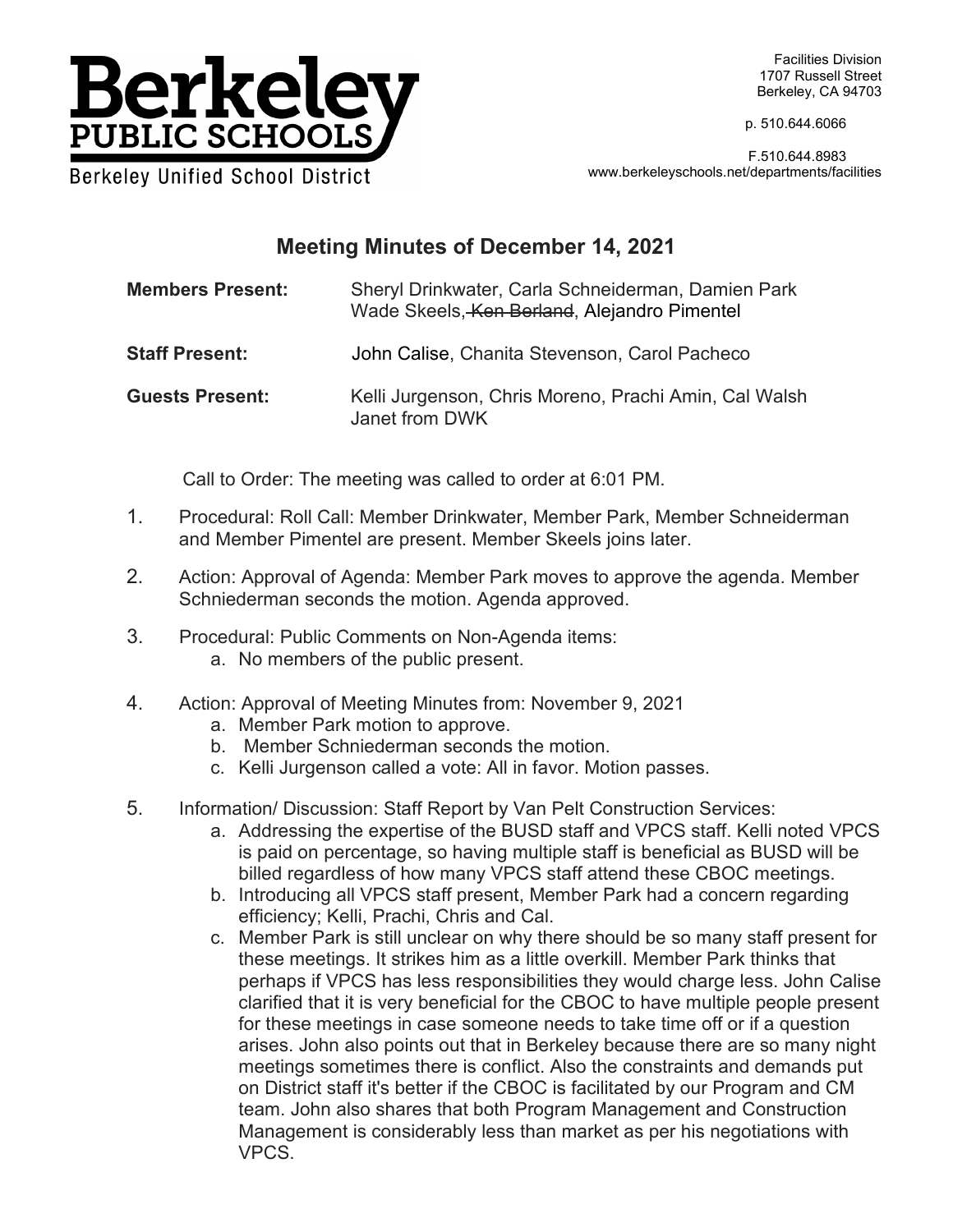Berkeley PUBLIC SCHOOLS
Berkeley Unified School District

Facilities Division
1707 Russell Street
Berkeley, CA 94703

p. 510.644.6066

F.510.644.8983
www.berkeleyschools.net/departments/facilities

## Meeting Minutes of December 14, 2021

**Members Present:** Sheryl Drinkwater, Carla Schneiderman, Damien Park Wade Skeels, ~~Ken Berland~~, Alejandro Pimentel

**Staff Present:** John Calise, Chanita Stevenson, Carol Pacheco

**Guests Present:** Kelli Jurgenson, Chris Moreno, Prachi Amin, Cal Walsh Janet from DWK

Call to Order: The meeting was called to order at 6:01 PM.

1. Procedural: Roll Call: Member Drinkwater, Member Park, Member Schneiderman and Member Pimentel are present. Member Skeels joins later.
2. Action: Approval of Agenda: Member Park moves to approve the agenda. Member Schniederman seconds the motion. Agenda approved.
3. Procedural: Public Comments on Non-Agenda items:
   a. No members of the public present.
4. Action: Approval of Meeting Minutes from: November 9, 2021
   a. Member Park motion to approve.
   b. Member Schniederman seconds the motion.
   c. Kelli Jurgenson called a vote: All in favor. Motion passes.
5. Information/ Discussion: Staff Report by Van Pelt Construction Services:
   a. Addressing the expertise of the BUSD staff and VPCS staff. Kelli noted VPCS is paid on percentage, so having multiple staff is beneficial as BUSD will be billed regardless of how many VPCS staff attend these CBOC meetings.
   b. Introducing all VPCS staff present, Member Park had a concern regarding efficiency; Kelli, Prachi, Chris and Cal.
   c. Member Park is still unclear on why there should be so many staff present for these meetings. It strikes him as a little overkill. Member Park thinks that perhaps if VPCS has less responsibilities they would charge less. John Calise clarified that it is very beneficial for the CBOC to have multiple people present for these meetings in case someone needs to take time off or if a question arises. John also points out that in Berkeley because there are so many night meetings sometimes there is conflict. Also the constraints and demands put on District staff it's better if the CBOC is facilitated by our Program and CM team. John also shares that both Program Management and Construction Management is considerably less than market as per his negotiations with VPCS.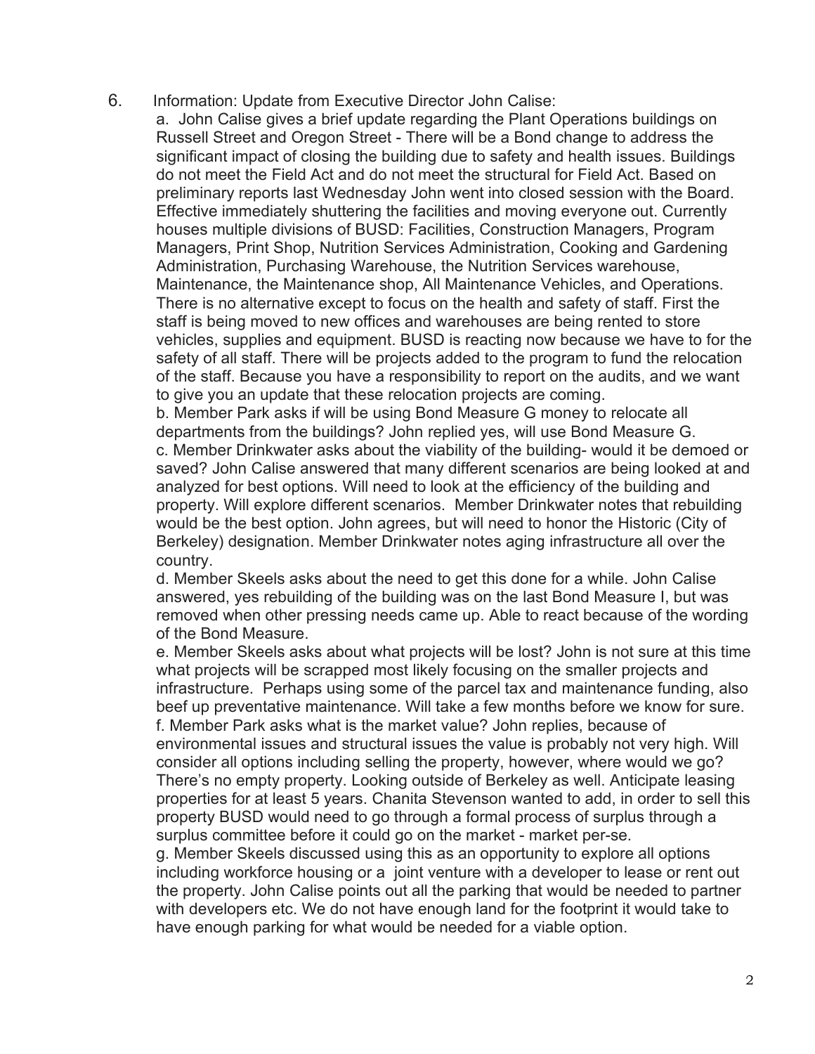6. Information: Update from Executive Director John Calise:

    a. John Calise gives a brief update regarding the Plant Operations buildings on Russell Street and Oregon Street - There will be a Bond change to address the significant impact of closing the building due to safety and health issues. Buildings do not meet the Field Act and do not meet the structural for Field Act. Based on preliminary reports last Wednesday John went into closed session with the Board. Effective immediately shuttering the facilities and moving everyone out. Currently houses multiple divisions of BUSD: Facilities, Construction Managers, Program Managers, Print Shop, Nutrition Services Administration, Cooking and Gardening Administration, Purchasing Warehouse, the Nutrition Services warehouse, Maintenance, the Maintenance shop, All Maintenance Vehicles, and Operations. There is no alternative except to focus on the health and safety of staff. First the staff is being moved to new offices and warehouses are being rented to store vehicles, supplies and equipment. BUSD is reacting now because we have to for the safety of all staff. There will be projects added to the program to fund the relocation of the staff. Because you have a responsibility to report on the audits, and we want to give you an update that these relocation projects are coming.

    b. Member Park asks if will be using Bond Measure G money to relocate all departments from the buildings? John replied yes, will use Bond Measure G.

    c. Member Drinkwater asks about the viability of the building- would it be demoed or saved? John Calise answered that many different scenarios are being looked at and analyzed for best options. Will need to look at the efficiency of the building and property. Will explore different scenarios. Member Drinkwater notes that rebuilding would be the best option. John agrees, but will need to honor the Historic (City of Berkeley) designation. Member Drinkwater notes aging infrastructure all over the country.

    d. Member Skeels asks about the need to get this done for a while. John Calise answered, yes rebuilding of the building was on the last Bond Measure I, but was removed when other pressing needs came up. Able to react because of the wording of the Bond Measure.

    e. Member Skeels asks about what projects will be lost? John is not sure at this time what projects will be scrapped most likely focusing on the smaller projects and infrastructure. Perhaps using some of the parcel tax and maintenance funding, also beef up preventative maintenance. Will take a few months before we know for sure.

    f. Member Park asks what is the market value? John replies, because of environmental issues and structural issues the value is probably not very high. Will consider all options including selling the property, however, where would we go? There's no empty property. Looking outside of Berkeley as well. Anticipate leasing properties for at least 5 years. Chanita Stevenson wanted to add, in order to sell this property BUSD would need to go through a formal process of surplus through a surplus committee before it could go on the market - market per-se.

    g. Member Skeels discussed using this as an opportunity to explore all options including workforce housing or a joint venture with a developer to lease or rent out the property. John Calise points out all the parking that would be needed to partner with developers etc. We do not have enough land for the footprint it would take to have enough parking for what would be needed for a viable option.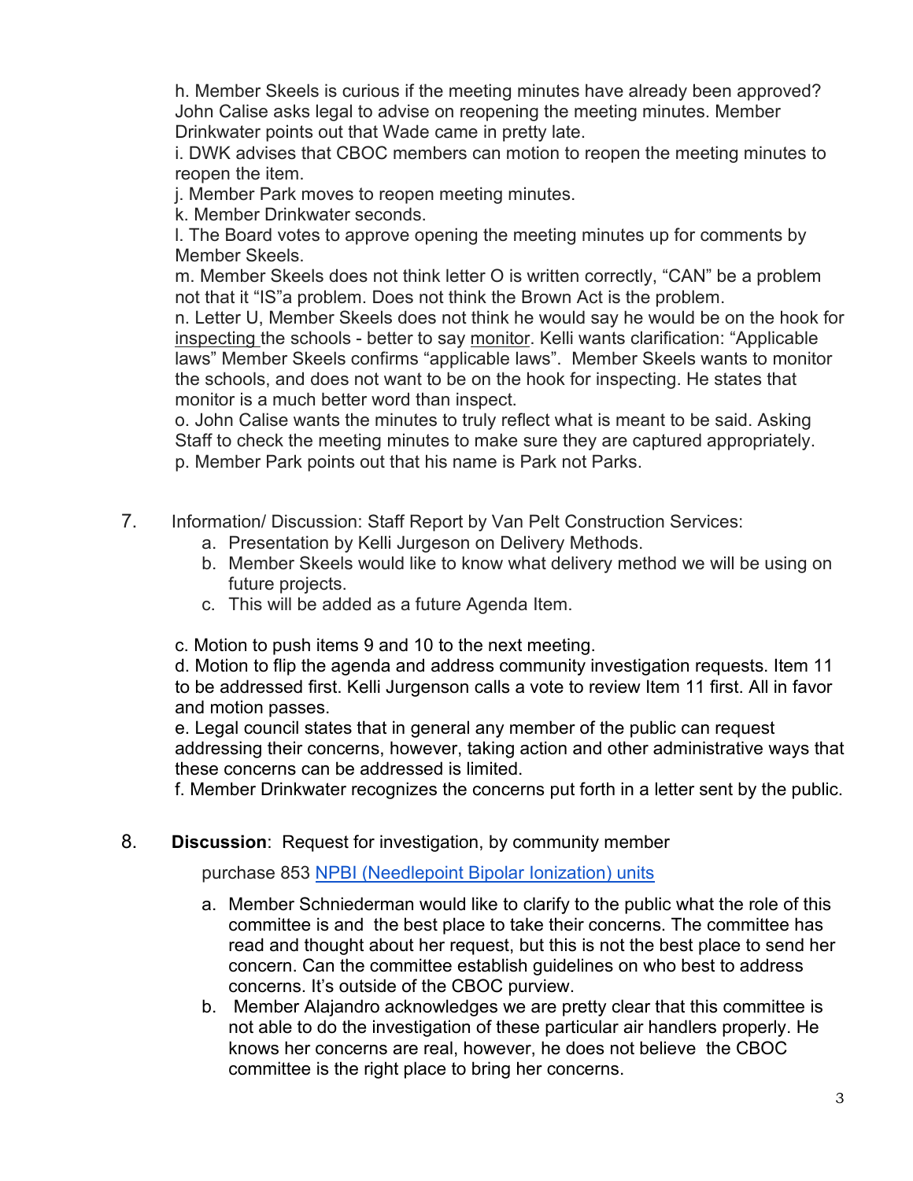h. Member Skeels is curious if the meeting minutes have already been approved? John Calise asks legal to advise on reopening the meeting minutes. Member Drinkwater points out that Wade came in pretty late.
i. DWK advises that CBOC members can motion to reopen the meeting minutes to reopen the item.
j. Member Park moves to reopen meeting minutes.
k. Member Drinkwater seconds.
l. The Board votes to approve opening the meeting minutes up for comments by Member Skeels.
m. Member Skeels does not think letter O is written correctly, "CAN" be a problem not that it "IS"a problem. Does not think the Brown Act is the problem.
n. Letter U, Member Skeels does not think he would say he would be on the hook for <u>inspecting</u> the schools - better to say <u>monitor</u>. Kelli wants clarification: "Applicable laws" Member Skeels confirms "applicable laws". Member Skeels wants to monitor the schools, and does not want to be on the hook for inspecting. He states that monitor is a much better word than inspect.
o. John Calise wants the minutes to truly reflect what is meant to be said. Asking Staff to check the meeting minutes to make sure they are captured appropriately.
p. Member Park points out that his name is Park not Parks.

7. Information/ Discussion: Staff Report by Van Pelt Construction Services:
   a. Presentation by Kelli Jurgeson on Delivery Methods.
   b. Member Skeels would like to know what delivery method we will be using on future projects.
   c. This will be added as a future Agenda Item.

c. Motion to push items 9 and 10 to the next meeting.
d. Motion to flip the agenda and address community investigation requests. Item 11 to be addressed first. Kelli Jurgenson calls a vote to review Item 11 first. All in favor and motion passes.
e. Legal council states that in general any member of the public can request addressing their concerns, however, taking action and other administrative ways that these concerns can be addressed is limited.
f. Member Drinkwater recognizes the concerns put forth in a letter sent by the public.

8. **Discussion**: Request for investigation, by community member

   purchase 853 [NPBI (Needlepoint Bipolar Ionization) units]()

   a. Member Schniederman would like to clarify to the public what the role of this committee is and the best place to take their concerns. The committee has read and thought about her request, but this is not the best place to send her concern. Can the committee establish guidelines on who best to address concerns. It's outside of the CBOC purview.
   b. Member Alajandro acknowledges we are pretty clear that this committee is not able to do the investigation of these particular air handlers properly. He knows her concerns are real, however, he does not believe the CBOC committee is the right place to bring her concerns.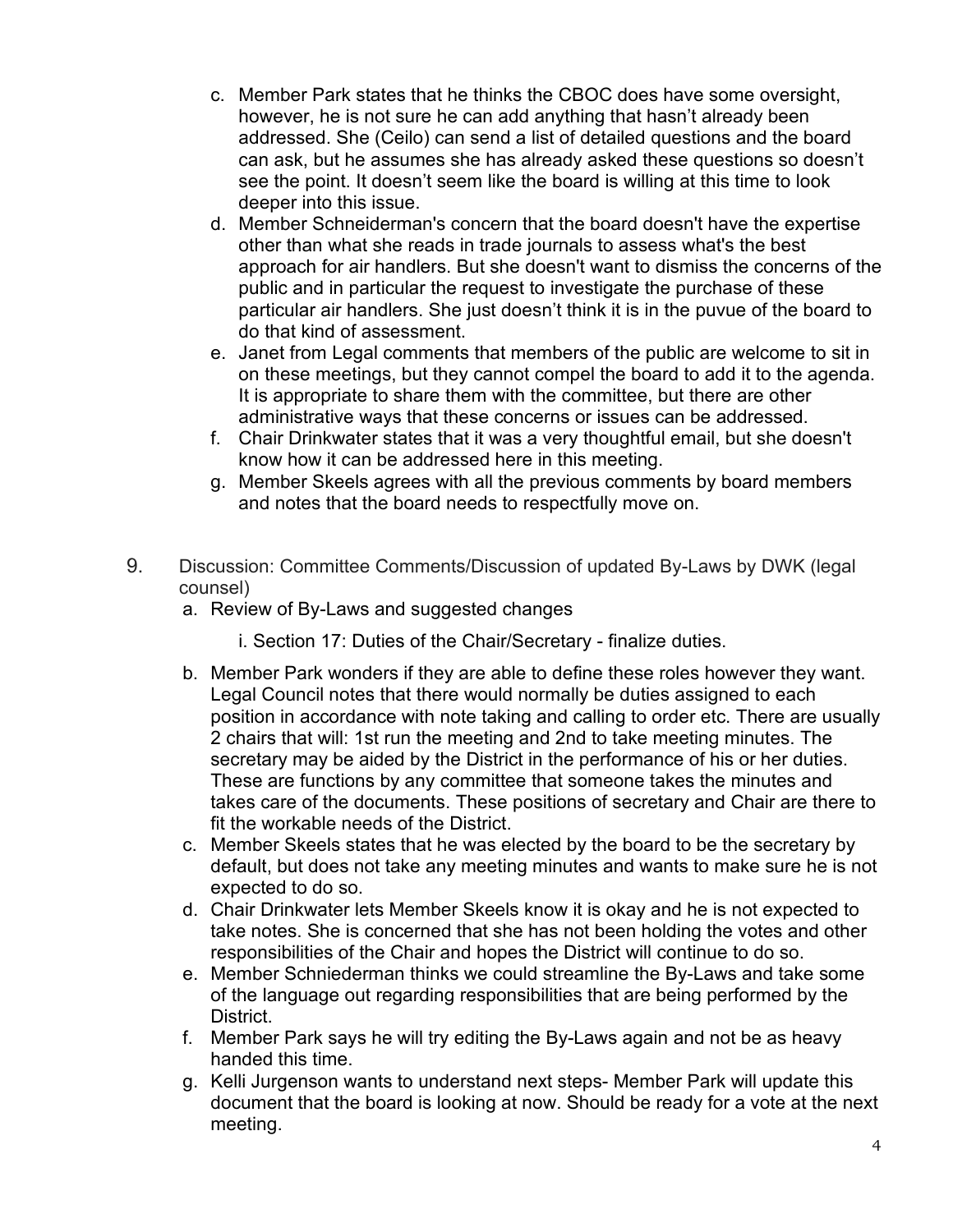c. Member Park states that he thinks the CBOC does have some oversight, however, he is not sure he can add anything that hasn't already been addressed. She (Ceilo) can send a list of detailed questions and the board can ask, but he assumes she has already asked these questions so doesn't see the point. It doesn't seem like the board is willing at this time to look deeper into this issue.

d. Member Schneiderman's concern that the board doesn't have the expertise other than what she reads in trade journals to assess what's the best approach for air handlers. But she doesn't want to dismiss the concerns of the public and in particular the request to investigate the purchase of these particular air handlers. She just doesn't think it is in the puvue of the board to do that kind of assessment.

e. Janet from Legal comments that members of the public are welcome to sit in on these meetings, but they cannot compel the board to add it to the agenda. It is appropriate to share them with the committee, but there are other administrative ways that these concerns or issues can be addressed.

f. Chair Drinkwater states that it was a very thoughtful email, but she doesn't know how it can be addressed here in this meeting.

g. Member Skeels agrees with all the previous comments by board members and notes that the board needs to respectfully move on.

9. Discussion: Committee Comments/Discussion of updated By-Laws by DWK (legal counsel)

   a. Review of By-Laws and suggested changes

      i. Section 17: Duties of the Chair/Secretary - finalize duties.

   b. Member Park wonders if they are able to define these roles however they want. Legal Council notes that there would normally be duties assigned to each position in accordance with note taking and calling to order etc. There are usually 2 chairs that will: 1st run the meeting and 2nd to take meeting minutes. The secretary may be aided by the District in the performance of his or her duties. These are functions by any committee that someone takes the minutes and takes care of the documents. These positions of secretary and Chair are there to fit the workable needs of the District.

   c. Member Skeels states that he was elected by the board to be the secretary by default, but does not take any meeting minutes and wants to make sure he is not expected to do so.

   d. Chair Drinkwater lets Member Skeels know it is okay and he is not expected to take notes. She is concerned that she has not been holding the votes and other responsibilities of the Chair and hopes the District will continue to do so.

   e. Member Schniederman thinks we could streamline the By-Laws and take some of the language out regarding responsibilities that are being performed by the District.

   f. Member Park says he will try editing the By-Laws again and not be as heavy handed this time.

   g. Kelli Jurgenson wants to understand next steps- Member Park will update this document that the board is looking at now. Should be ready for a vote at the next meeting.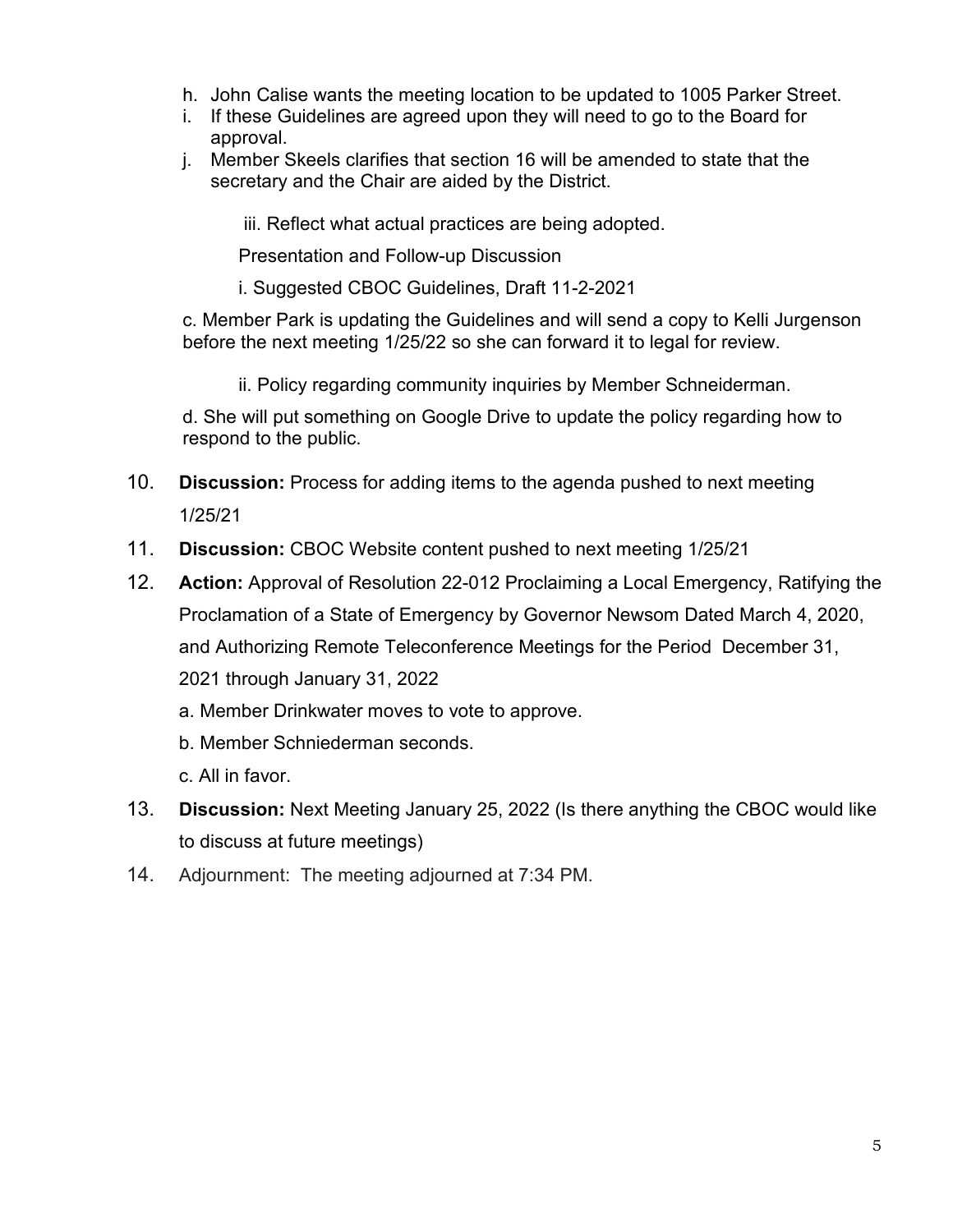h. John Calise wants the meeting location to be updated to 1005 Parker Street.
i. If these Guidelines are agreed upon they will need to go to the Board for approval.
j. Member Skeels clarifies that section 16 will be amended to state that the secretary and the Chair are aided by the District.

iii. Reflect what actual practices are being adopted.

Presentation and Follow-up Discussion

i. Suggested CBOC Guidelines, Draft 11-2-2021

c. Member Park is updating the Guidelines and will send a copy to Kelli Jurgenson before the next meeting 1/25/22 so she can forward it to legal for review.

ii. Policy regarding community inquiries by Member Schneiderman.

d. She will put something on Google Drive to update the policy regarding how to respond to the public.

10. **Discussion:** Process for adding items to the agenda pushed to next meeting 1/25/21
11. **Discussion:** CBOC Website content pushed to next meeting 1/25/21
12. **Action:** Approval of Resolution 22-012 Proclaiming a Local Emergency, Ratifying the Proclamation of a State of Emergency by Governor Newsom Dated March 4, 2020, and Authorizing Remote Teleconference Meetings for the Period December 31, 2021 through January 31, 2022

    a. Member Drinkwater moves to vote to approve.

    b. Member Schniederman seconds.

    c. All in favor.
13. **Discussion:** Next Meeting January 25, 2022 (Is there anything the CBOC would like to discuss at future meetings)
14. Adjournment: The meeting adjourned at 7:34 PM.